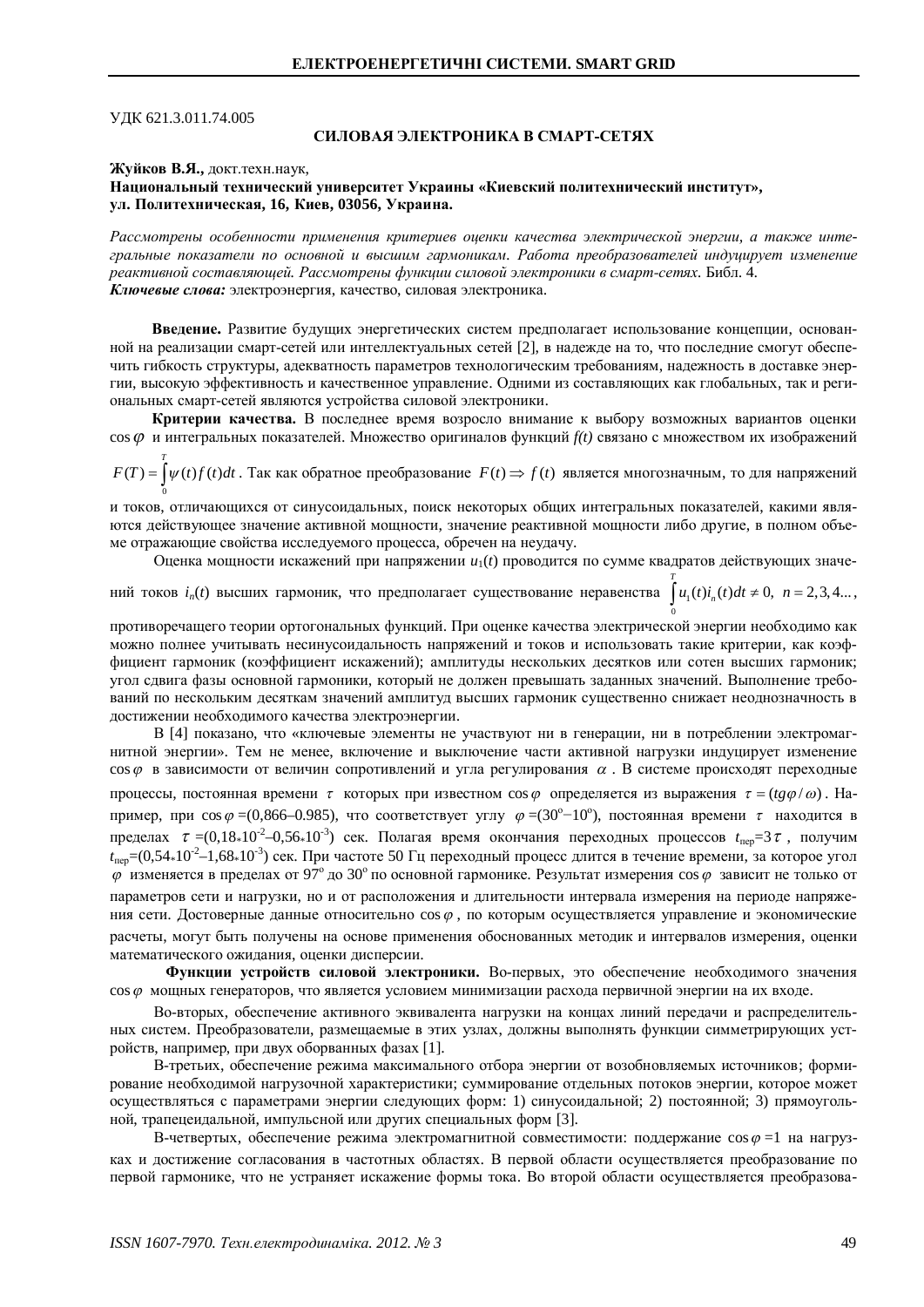УДК 621.3.011.74.005

# СИЛОВАЯ ЭЛЕКТРОНИКА В СМАРТ-СЕТЯХ

**Жуйков В.Я.,** докт.техн.наук,
**Национальный технический университет Украины «Киевский политехнический институт», ул. Политехническая, 16, Киев, 03056, Украина.**

*Рассмотрены особенности применения критериев оценки качества электрической энергии, а также интегральные показатели по основной и высшим гармоникам. Работа преобразователей индуцирует изменение реактивной составляющей. Рассмотрены функции силовой электроники в смарт-сетях.* Библ. 4.
***Ключевые слова:*** электроэнергия, качество, силовая электроника.

**Введение.** Развитие будущих энергетических систем предполагает использование концепции, основанной на реализации смарт-сетей или интеллектуальных сетей [2], в надежде на то, что последние смогут обеспечить гибкость структуры, адекватность параметров технологическим требованиям, надежность в доставке энергии, высокую эффективность и качественное управление. Одними из составляющих как глобальных, так и региональных смарт-сетей являются устройства силовой электроники.

**Критерии качества.** В последнее время возросло внимание к выбору возможных вариантов оценки $\cos\varphi$ и интегральных показателей. Множество оригиналов функций *f(t)* связано с множеством их изображений $F(T)=\int_0^T \psi(t)f(t)dt$. Так как обратное преобразование $F(t)\Rightarrow f(t)$ является многозначным, то для напряжений и токов, отличающихся от синусоидальных, поиск некоторых общих интегральных показателей, какими являются действующее значение активной мощности, значение реактивной мощности либо другие, в полном объеме отражающие свойства исследуемого процесса, обречен на неудачу.

Оценка мощности искажений при напряжении $u_1(t)$ проводится по сумме квадратов действующих значений токов $i_n(t)$ высших гармоник, что предполагает существование неравенства $\int_0^T u_1(t)i_n(t)dt \neq 0,\ n=2,3,4...$, противоречащего теории ортогональных функций. При оценке качества электрической энергии необходимо как можно полнее учитывать несинусоидальность напряжений и токов и использовать такие критерии, как коэффициент гармоник (коэффициент искажений); амплитуды нескольких десятков или сотен высших гармоник; угол сдвига фазы основной гармоники, который не должен превышать заданных значений. Выполнение требований по нескольким десяткам значений амплитуд высших гармоник существенно снижает неоднозначность в достижении необходимого качества электроэнергии.

В [4] показано, что «ключевые элементы не участвуют ни в генерации, ни в потреблении электромагнитной энергии». Тем не менее, включение и выключение части активной нагрузки индуцирует изменение $\cos\varphi$ в зависимости от величин сопротивлений и угла регулирования $\alpha$. В системе происходят переходные процессы, постоянная времени $\tau$ которых при известном $\cos\varphi$ определяется из выражения $\tau=(tg\varphi/\omega)$. Например, при $\cos\varphi$ =(0,866–0.985), что соответствует углу $\varphi$ =(30°–10°), постоянная времени $\tau$ находится в пределах $\tau$ =(0,18*10$^{-2}$–0,56*10$^{-3}$) сек. Полагая время окончания переходных процессов $t_{пер}=3\tau$, получим $t_{пер}$=(0,54*10$^{-2}$–1,68*10$^{-3}$) сек. При частоте 50 Гц переходный процесс длится в течение времени, за которое угол $\varphi$ изменяется в пределах от 97° до 30° по основной гармонике. Результат измерения $\cos\varphi$ зависит не только от параметров сети и нагрузки, но и от расположения и длительности интервала измерения на периоде напряжения сети. Достоверные данные относительно $\cos\varphi$, по которым осуществляется управление и экономические расчеты, могут быть получены на основе применения обоснованных методик и интервалов измерения, оценки математического ожидания, оценки дисперсии.

**Функции устройств силовой электроники.** Во-первых, это обеспечение необходимого значения $\cos\varphi$ мощных генераторов, что является условием минимизации расхода первичной энергии на их входе.

Во-вторых, обеспечение активного эквивалента нагрузки на концах линий передачи и распределительных систем. Преобразователи, размещаемые в этих узлах, должны выполнять функции симметрирующих устройств, например, при двух оборванных фазах [1].

В-третьих, обеспечение режима максимального отбора энергии от возобновляемых источников; формирование необходимой нагрузочной характеристики; суммирование отдельных потоков энергии, которое может осуществляться с параметрами энергии следующих форм: 1) синусоидальной; 2) постоянной; 3) прямоугольной, трапецеидальной, импульсной или других специальных форм [3].

В-четвертых, обеспечение режима электромагнитной совместимости: поддержание $\cos\varphi=1$ на нагрузках и достижение согласования в частотных областях. В первой области осуществляется преобразование по первой гармонике, что не устраняет искажение формы тока. Во второй области осуществляется преобразова-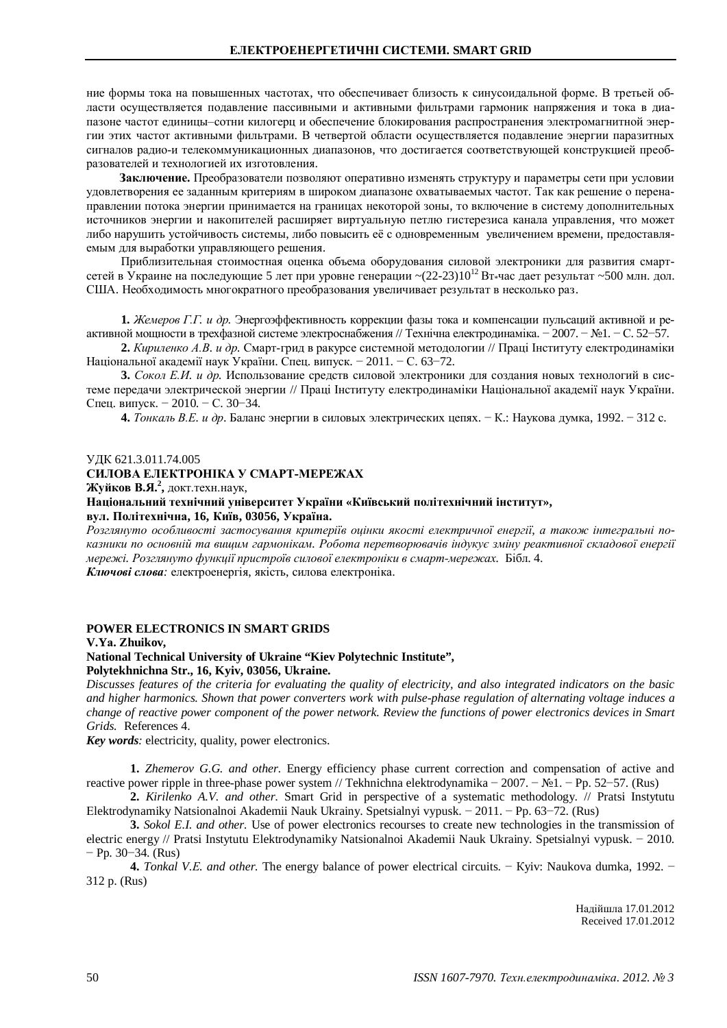ние формы тока на повышенных частотах, что обеспечивает близость к синусоидальной форме. В третьей области осуществляется подавление пассивными и активными фильтрами гармоник напряжения и тока в диапазоне частот единицы–сотни килогерц и обеспечение блокирования распространения электромагнитной энергии этих частот активными фильтрами. В четвертой области осуществляется подавление энергии паразитных сигналов радио-и телекоммуникационных диапазонов, что достигается соответствующей конструкцией преобразователей и технологией их изготовления.

**Заключение.** Преобразователи позволяют оперативно изменять структуру и параметры сети при условии удовлетворения ее заданным критериям в широком диапазоне охватываемых частот. Так как решение о перенаправлении потока энергии принимается на границах некоторой зоны, то включение в систему дополнительных источников энергии и накопителей расширяет виртуальную петлю гистерезиса канала управления, что может либо нарушить устойчивость системы, либо повысить её с одновременным увеличением времени, предоставляемым для выработки управляющего решения.

Приблизительная стоимостная оценка объема оборудования силовой электроники для развития смарт-сетей в Украине на последующие 5 лет при уровне генерации ~(22-23)$10^{12}$ Вт*час дает результат ~500 млн. дол. США. Необходимость многократного преобразования увеличивает результат в несколько раз.

**1.** *Жемеров Г.Г. и др.* Энергоэффективность коррекции фазы тока и компенсации пульсаций активной и реактивной мощности в трехфазной системе электроснабжения // Технічна електродинаміка. − 2007. − №1. − С. 52−57.

**2.** *Кириленко А.В. и др.* Смарт-грид в ракурсе системной методологии // Праці Інституту електродинаміки Національної академії наук України. Спец. випуск. − 2011. − С. 63−72.

**3.** *Сокол Е.И. и др.* Использование средств силовой электроники для создания новых технологий в системе передачи электрической энергии // Праці Інституту електродинаміки Національної академії наук України. Спец. випуск. − 2010. − С. 30−34.

**4.** *Тонкаль В.Е. и др*. Баланс энергии в силовых электрических цепях. − К.: Наукова думка, 1992. − 312 с.

УДК 621.3.011.74.005

**СИЛОВА ЕЛЕКТРОНІКА У СМАРТ-МЕРЕЖАХ**

**Жуйков В.Я.[2],** докт.техн.наук,

**Національний технічний університет України «Київський політехнічний інститут»,**
**вул. Політехнічна, 16, Київ, 03056, Україна.**

*Розглянуто особливості застосування критеріїв оцінки якості електричної енергії, а також інтегральні показники по основній та вищим гармонікам. Робота перетворювачів індукує зміну реактивної складової енергії мережі. Розглянуто функції пристроїв силової електроніки в смарт-мережах.* Бібл. 4.

***Ключові слова:*** електроенергія, якість, силова електроніка.

**POWER ELECTRONICS IN SMART GRIDS**

**V.Ya. Zhuikov,**

**National Technical University of Ukraine "Kiev Polytechnic Institute",**
**Polytekhnichna Str., 16, Kyiv, 03056, Ukraine.**

*Discusses features of the criteria for evaluating the quality of electricity, and also integrated indicators on the basic and higher harmonics. Shown that power converters work with pulse-phase regulation of alternating voltage induces a change of reactive power component of the power network. Review the functions of power electronics devices in Smart Grids.* References 4.

***Key words:*** electricity, quality, power electronics.

**1.** *Zhemerov G.G. and other.* Energy efficiency phase current correction and compensation of active and reactive power ripple in three-phase power system // Tekhnichna elektrodynamika − 2007. − №1. − Pp. 52−57. (Rus)

**2.** *Kirilenko A.V. and other.* Smart Grid in perspective of a systematic methodology. // Pratsi Instytutu Elektrodynamiky Natsionalnoi Akademii Nauk Ukrainy. Spetsialnyi vypusk. − 2011. − Pp. 63−72. (Rus)

**3.** *Sokol E.I. and other.* Use of power electronics recourses to create new technologies in the transmission of electric energy // Pratsi Instytutu Elektrodynamiky Natsionalnoi Akademii Nauk Ukrainy. Spetsialnyi vypusk. − 2010. − Pp. 30−34. (Rus)

**4.** *Tonkal V.E. and other.* The energy balance of power electrical circuits. − Kyiv: Naukova dumka, 1992. − 312 p. (Rus)

Надійшла 17.01.2012
Received 17.01.2012